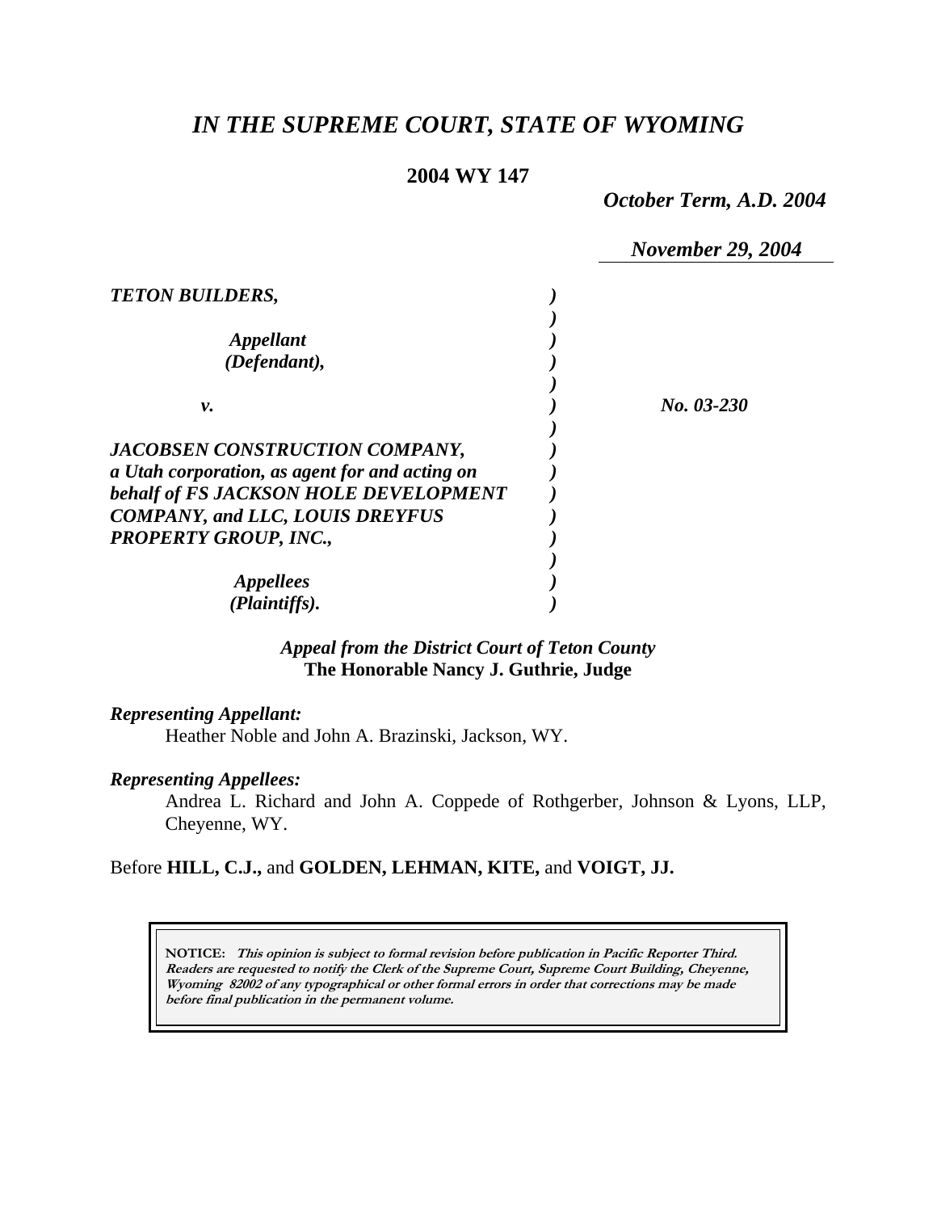# *IN THE SUPREME COURT, STATE OF WYOMING*

**2004 WY 147**

*October Term, A.D. 2004*

*November 29, 2004*

***TETON BUILDERS,***

*Appellant*
*(Defendant),*

*v.*

***JACOBSEN CONSTRUCTION COMPANY, a Utah corporation, as agent for and acting on behalf of FS JACKSON HOLE DEVELOPMENT COMPANY, and LLC, LOUIS DREYFUS PROPERTY GROUP, INC.,***

*Appellees*
*(Plaintiffs).*

*No. 03-230*

***Appeal from the District Court of Teton County***
**The Honorable Nancy J. Guthrie, Judge**

***Representing Appellant:***
Heather Noble and John A. Brazinski, Jackson, WY.

***Representing Appellees:***
Andrea L. Richard and John A. Coppede of Rothgerber, Johnson & Lyons, LLP, Cheyenne, WY.

Before **HILL, C.J.,** and **GOLDEN, LEHMAN, KITE,** and **VOIGT, JJ.**

**NOTICE:** ***This opinion is subject to formal revision before publication in Pacific Reporter Third. Readers are requested to notify the Clerk of the Supreme Court, Supreme Court Building, Cheyenne, Wyoming 82002 of any typographical or other formal errors in order that corrections may be made before final publication in the permanent volume.***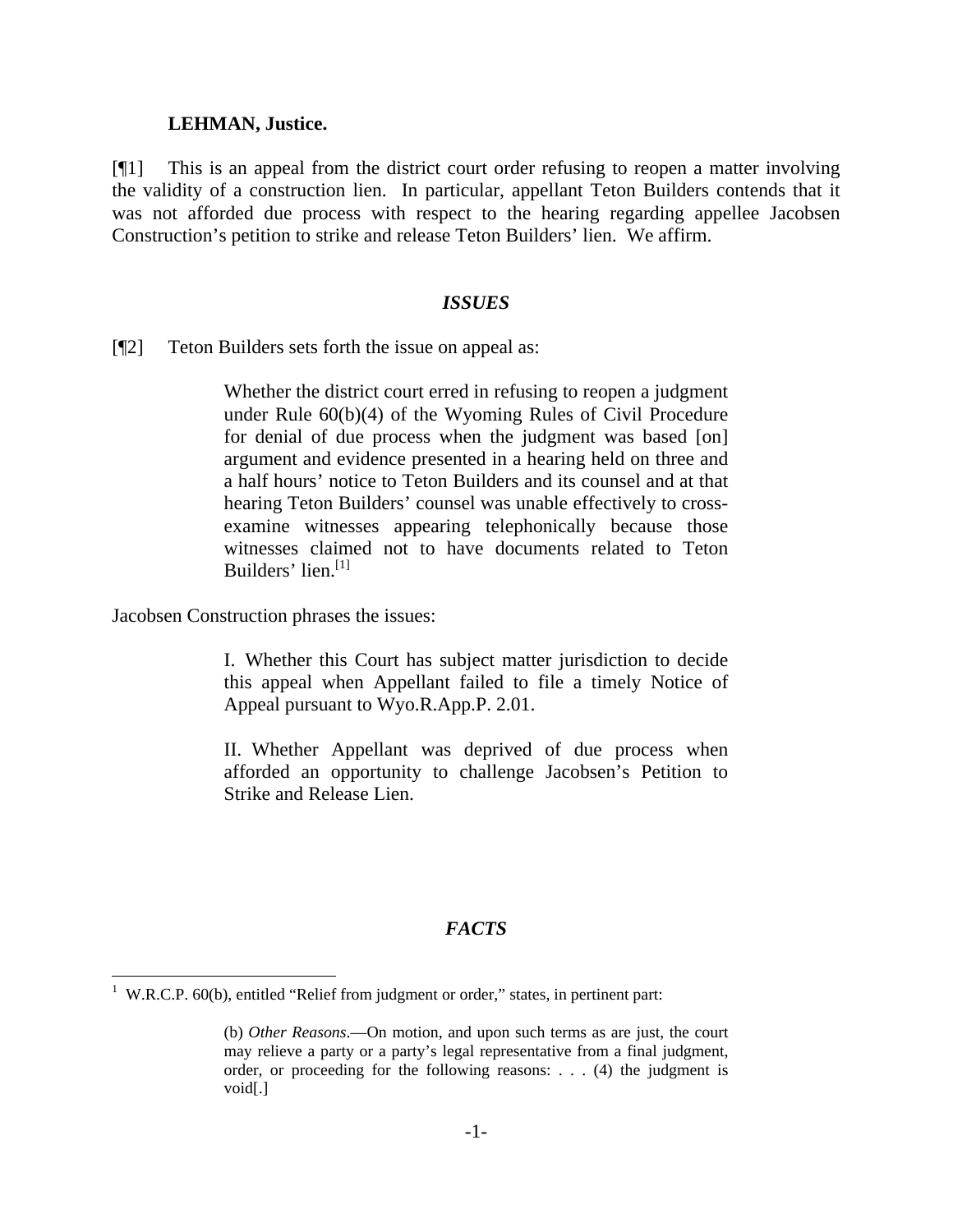**LEHMAN, Justice.**

[¶1] This is an appeal from the district court order refusing to reopen a matter involving the validity of a construction lien. In particular, appellant Teton Builders contends that it was not afforded due process with respect to the hearing regarding appellee Jacobsen Construction's petition to strike and release Teton Builders' lien. We affirm.

### *ISSUES*

[¶2] Teton Builders sets forth the issue on appeal as:

> Whether the district court erred in refusing to reopen a judgment under Rule 60(b)(4) of the Wyoming Rules of Civil Procedure for denial of due process when the judgment was based [on] argument and evidence presented in a hearing held on three and a half hours' notice to Teton Builders and its counsel and at that hearing Teton Builders' counsel was unable effectively to cross-examine witnesses appearing telephonically because those witnesses claimed not to have documents related to Teton Builders' lien.[1]

Jacobsen Construction phrases the issues:

> I. Whether this Court has subject matter jurisdiction to decide this appeal when Appellant failed to file a timely Notice of Appeal pursuant to Wyo.R.App.P. 2.01.
>
> II. Whether Appellant was deprived of due process when afforded an opportunity to challenge Jacobsen's Petition to Strike and Release Lien.

### *FACTS*

---

[1] W.R.C.P. 60(b), entitled "Relief from judgment or order," states, in pertinent part:

> (b) *Other Reasons*.—On motion, and upon such terms as are just, the court may relieve a party or a party's legal representative from a final judgment, order, or proceeding for the following reasons: . . . (4) the judgment is void[.]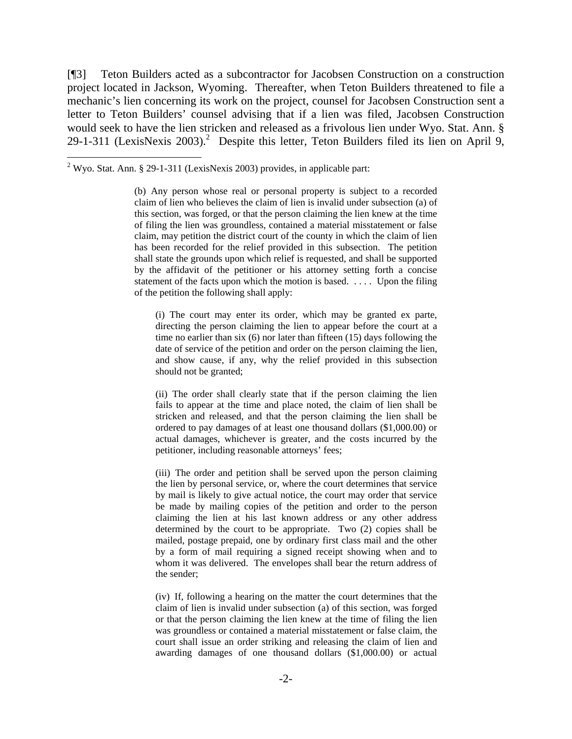[¶3] Teton Builders acted as a subcontractor for Jacobsen Construction on a construction project located in Jackson, Wyoming. Thereafter, when Teton Builders threatened to file a mechanic's lien concerning its work on the project, counsel for Jacobsen Construction sent a letter to Teton Builders' counsel advising that if a lien was filed, Jacobsen Construction would seek to have the lien stricken and released as a frivolous lien under Wyo. Stat. Ann. § 29-1-311 (LexisNexis 2003).[2] Despite this letter, Teton Builders filed its lien on April 9,

---

[2] Wyo. Stat. Ann. § 29-1-311 (LexisNexis 2003) provides, in applicable part:

> (b) Any person whose real or personal property is subject to a recorded claim of lien who believes the claim of lien is invalid under subsection (a) of this section, was forged, or that the person claiming the lien knew at the time of filing the lien was groundless, contained a material misstatement or false claim, may petition the district court of the county in which the claim of lien has been recorded for the relief provided in this subsection. The petition shall state the grounds upon which relief is requested, and shall be supported by the affidavit of the petitioner or his attorney setting forth a concise statement of the facts upon which the motion is based. . . . . Upon the filing of the petition the following shall apply:
>
> > (i) The court may enter its order, which may be granted ex parte, directing the person claiming the lien to appear before the court at a time no earlier than six (6) nor later than fifteen (15) days following the date of service of the petition and order on the person claiming the lien, and show cause, if any, why the relief provided in this subsection should not be granted;
> >
> > (ii) The order shall clearly state that if the person claiming the lien fails to appear at the time and place noted, the claim of lien shall be stricken and released, and that the person claiming the lien shall be ordered to pay damages of at least one thousand dollars ($1,000.00) or actual damages, whichever is greater, and the costs incurred by the petitioner, including reasonable attorneys' fees;
> >
> > (iii) The order and petition shall be served upon the person claiming the lien by personal service, or, where the court determines that service by mail is likely to give actual notice, the court may order that service be made by mailing copies of the petition and order to the person claiming the lien at his last known address or any other address determined by the court to be appropriate. Two (2) copies shall be mailed, postage prepaid, one by ordinary first class mail and the other by a form of mail requiring a signed receipt showing when and to whom it was delivered. The envelopes shall bear the return address of the sender;
> >
> > (iv) If, following a hearing on the matter the court determines that the claim of lien is invalid under subsection (a) of this section, was forged or that the person claiming the lien knew at the time of filing the lien was groundless or contained a material misstatement or false claim, the court shall issue an order striking and releasing the claim of lien and awarding damages of one thousand dollars ($1,000.00) or actual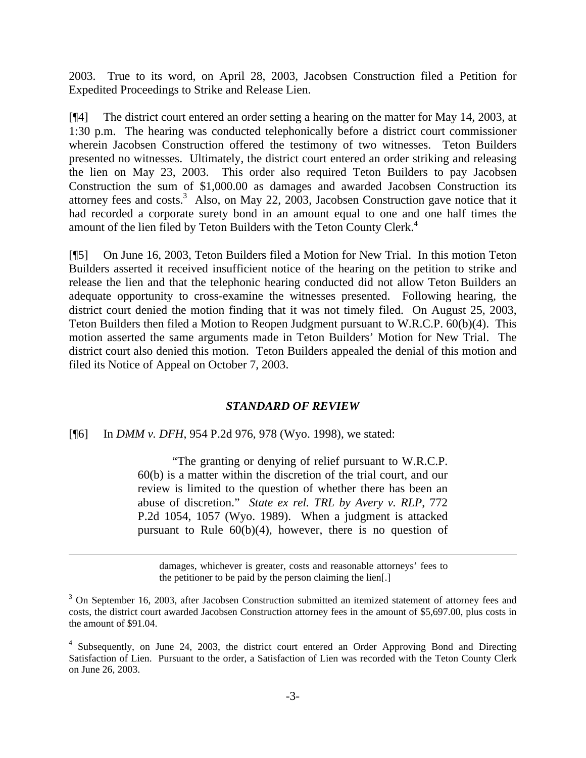2003. True to its word, on April 28, 2003, Jacobsen Construction filed a Petition for Expedited Proceedings to Strike and Release Lien.

[¶4] The district court entered an order setting a hearing on the matter for May 14, 2003, at 1:30 p.m. The hearing was conducted telephonically before a district court commissioner wherein Jacobsen Construction offered the testimony of two witnesses. Teton Builders presented no witnesses. Ultimately, the district court entered an order striking and releasing the lien on May 23, 2003. This order also required Teton Builders to pay Jacobsen Construction the sum of $1,000.00 as damages and awarded Jacobsen Construction its attorney fees and costs.[3] Also, on May 22, 2003, Jacobsen Construction gave notice that it had recorded a corporate surety bond in an amount equal to one and one half times the amount of the lien filed by Teton Builders with the Teton County Clerk.[4]

[¶5] On June 16, 2003, Teton Builders filed a Motion for New Trial. In this motion Teton Builders asserted it received insufficient notice of the hearing on the petition to strike and release the lien and that the telephonic hearing conducted did not allow Teton Builders an adequate opportunity to cross-examine the witnesses presented. Following hearing, the district court denied the motion finding that it was not timely filed. On August 25, 2003, Teton Builders then filed a Motion to Reopen Judgment pursuant to W.R.C.P. 60(b)(4). This motion asserted the same arguments made in Teton Builders' Motion for New Trial. The district court also denied this motion. Teton Builders appealed the denial of this motion and filed its Notice of Appeal on October 7, 2003.

## *STANDARD OF REVIEW*

[¶6] In *DMM v. DFH*, 954 P.2d 976, 978 (Wyo. 1998), we stated:

> "The granting or denying of relief pursuant to W.R.C.P. 60(b) is a matter within the discretion of the trial court, and our review is limited to the question of whether there has been an abuse of discretion." *State ex rel. TRL by Avery v. RLP*, 772 P.2d 1054, 1057 (Wyo. 1989). When a judgment is attacked pursuant to Rule 60(b)(4), however, there is no question of

---

> damages, whichever is greater, costs and reasonable attorneys' fees to the petitioner to be paid by the person claiming the lien[.]

[3] On September 16, 2003, after Jacobsen Construction submitted an itemized statement of attorney fees and costs, the district court awarded Jacobsen Construction attorney fees in the amount of $5,697.00, plus costs in the amount of $91.04.

[4] Subsequently, on June 24, 2003, the district court entered an Order Approving Bond and Directing Satisfaction of Lien. Pursuant to the order, a Satisfaction of Lien was recorded with the Teton County Clerk on June 26, 2003.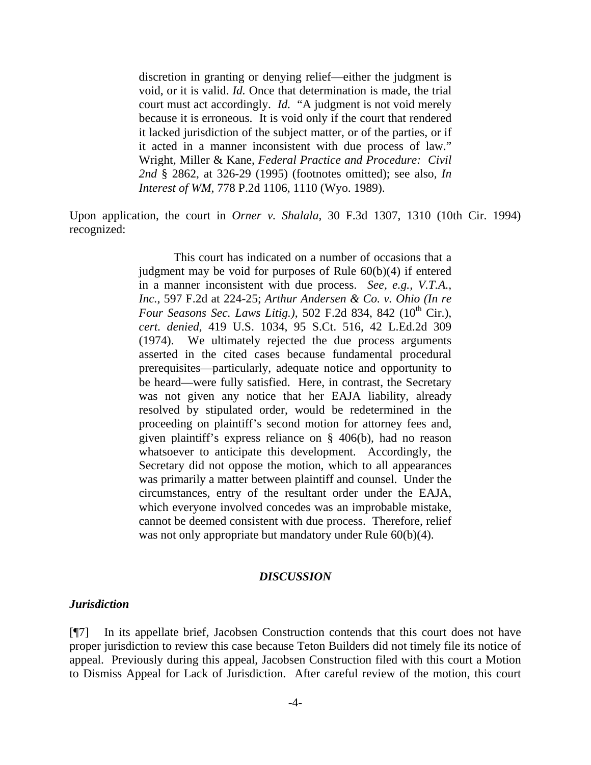> discretion in granting or denying relief—either the judgment is void, or it is valid. *Id.* Once that determination is made, the trial court must act accordingly. *Id.* "A judgment is not void merely because it is erroneous. It is void only if the court that rendered it lacked jurisdiction of the subject matter, or of the parties, or if it acted in a manner inconsistent with due process of law." Wright, Miller & Kane, *Federal Practice and Procedure: Civil 2nd* § 2862, at 326-29 (1995) (footnotes omitted); see also, *In Interest of WM*, 778 P.2d 1106, 1110 (Wyo. 1989).

Upon application, the court in *Orner v. Shalala*, 30 F.3d 1307, 1310 (10th Cir. 1994) recognized:

> This court has indicated on a number of occasions that a judgment may be void for purposes of Rule 60(b)(4) if entered in a manner inconsistent with due process. *See, e.g., V.T.A., Inc.*, 597 F.2d at 224-25; *Arthur Andersen & Co. v. Ohio (In re Four Seasons Sec. Laws Litig.)*, 502 F.2d 834, 842 (10th Cir.), *cert. denied*, 419 U.S. 1034, 95 S.Ct. 516, 42 L.Ed.2d 309 (1974). We ultimately rejected the due process arguments asserted in the cited cases because fundamental procedural prerequisites—particularly, adequate notice and opportunity to be heard—were fully satisfied. Here, in contrast, the Secretary was not given any notice that her EAJA liability, already resolved by stipulated order, would be redetermined in the proceeding on plaintiff's second motion for attorney fees and, given plaintiff's express reliance on § 406(b), had no reason whatsoever to anticipate this development. Accordingly, the Secretary did not oppose the motion, which to all appearances was primarily a matter between plaintiff and counsel. Under the circumstances, entry of the resultant order under the EAJA, which everyone involved concedes was an improbable mistake, cannot be deemed consistent with due process. Therefore, relief was not only appropriate but mandatory under Rule 60(b)(4).

## *DISCUSSION*

### *Jurisdiction*

[¶7] In its appellate brief, Jacobsen Construction contends that this court does not have proper jurisdiction to review this case because Teton Builders did not timely file its notice of appeal. Previously during this appeal, Jacobsen Construction filed with this court a Motion to Dismiss Appeal for Lack of Jurisdiction. After careful review of the motion, this court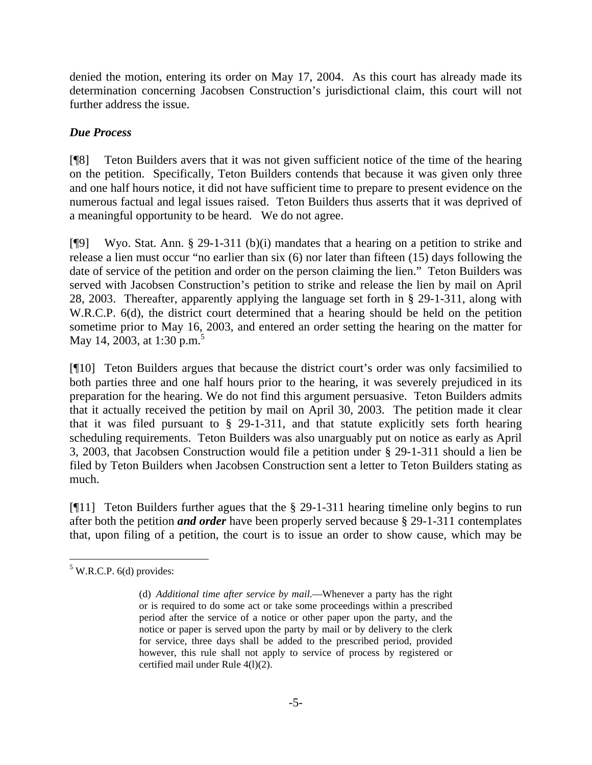denied the motion, entering its order on May 17, 2004. As this court has already made its determination concerning Jacobsen Construction's jurisdictional claim, this court will not further address the issue.

### *Due Process*

[¶8] Teton Builders avers that it was not given sufficient notice of the time of the hearing on the petition. Specifically, Teton Builders contends that because it was given only three and one half hours notice, it did not have sufficient time to prepare to present evidence on the numerous factual and legal issues raised. Teton Builders thus asserts that it was deprived of a meaningful opportunity to be heard. We do not agree.

[¶9] Wyo. Stat. Ann. § 29-1-311 (b)(i) mandates that a hearing on a petition to strike and release a lien must occur "no earlier than six (6) nor later than fifteen (15) days following the date of service of the petition and order on the person claiming the lien." Teton Builders was served with Jacobsen Construction's petition to strike and release the lien by mail on April 28, 2003. Thereafter, apparently applying the language set forth in § 29-1-311, along with W.R.C.P. 6(d), the district court determined that a hearing should be held on the petition sometime prior to May 16, 2003, and entered an order setting the hearing on the matter for May 14, 2003, at 1:30 p.m.[5]

[¶10] Teton Builders argues that because the district court's order was only facsimilied to both parties three and one half hours prior to the hearing, it was severely prejudiced in its preparation for the hearing. We do not find this argument persuasive. Teton Builders admits that it actually received the petition by mail on April 30, 2003. The petition made it clear that it was filed pursuant to § 29-1-311, and that statute explicitly sets forth hearing scheduling requirements. Teton Builders was also unarguably put on notice as early as April 3, 2003, that Jacobsen Construction would file a petition under § 29-1-311 should a lien be filed by Teton Builders when Jacobsen Construction sent a letter to Teton Builders stating as much.

[¶11] Teton Builders further agues that the § 29-1-311 hearing timeline only begins to run after both the petition ***and order*** have been properly served because § 29-1-311 contemplates that, upon filing of a petition, the court is to issue an order to show cause, which may be

---

[5] W.R.C.P. 6(d) provides:

> (d) *Additional time after service by mail.*—Whenever a party has the right or is required to do some act or take some proceedings within a prescribed period after the service of a notice or other paper upon the party, and the notice or paper is served upon the party by mail or by delivery to the clerk for service, three days shall be added to the prescribed period, provided however, this rule shall not apply to service of process by registered or certified mail under Rule 4(l)(2).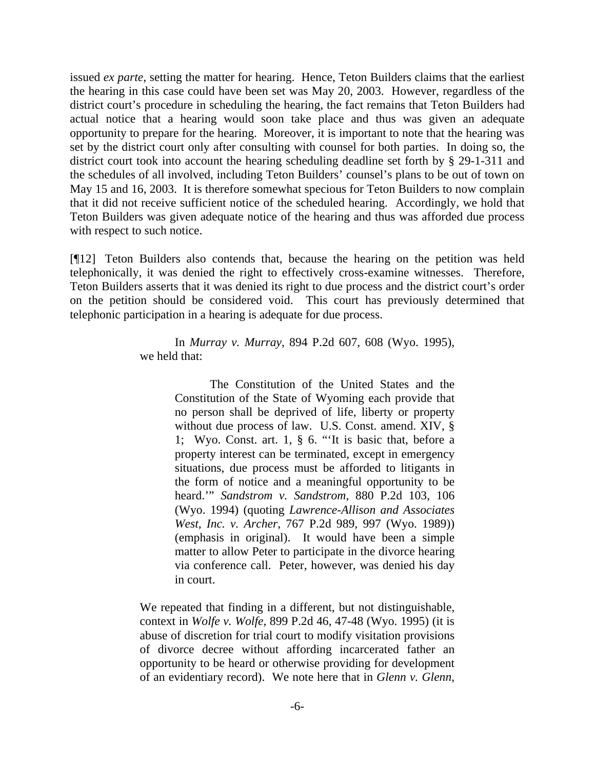issued *ex parte*, setting the matter for hearing. Hence, Teton Builders claims that the earliest the hearing in this case could have been set was May 20, 2003. However, regardless of the district court's procedure in scheduling the hearing, the fact remains that Teton Builders had actual notice that a hearing would soon take place and thus was given an adequate opportunity to prepare for the hearing. Moreover, it is important to note that the hearing was set by the district court only after consulting with counsel for both parties. In doing so, the district court took into account the hearing scheduling deadline set forth by § 29-1-311 and the schedules of all involved, including Teton Builders' counsel's plans to be out of town on May 15 and 16, 2003. It is therefore somewhat specious for Teton Builders to now complain that it did not receive sufficient notice of the scheduled hearing. Accordingly, we hold that Teton Builders was given adequate notice of the hearing and thus was afforded due process with respect to such notice.

[¶12] Teton Builders also contends that, because the hearing on the petition was held telephonically, it was denied the right to effectively cross-examine witnesses. Therefore, Teton Builders asserts that it was denied its right to due process and the district court's order on the petition should be considered void. This court has previously determined that telephonic participation in a hearing is adequate for due process.

> In *Murray v. Murray*, 894 P.2d 607, 608 (Wyo. 1995), we held that:
>
> > The Constitution of the United States and the Constitution of the State of Wyoming each provide that no person shall be deprived of life, liberty or property without due process of law. U.S. Const. amend. XIV, § 1; Wyo. Const. art. 1, § 6. "'It is basic that, before a property interest can be terminated, except in emergency situations, due process must be afforded to litigants in the form of notice and a meaningful opportunity to be heard.'" *Sandstrom v. Sandstrom*, 880 P.2d 103, 106 (Wyo. 1994) (quoting *Lawrence-Allison and Associates West, Inc. v. Archer*, 767 P.2d 989, 997 (Wyo. 1989)) (emphasis in original). It would have been a simple matter to allow Peter to participate in the divorce hearing via conference call. Peter, however, was denied his day in court.
>
> We repeated that finding in a different, but not distinguishable, context in *Wolfe v. Wolfe*, 899 P.2d 46, 47-48 (Wyo. 1995) (it is abuse of discretion for trial court to modify visitation provisions of divorce decree without affording incarcerated father an opportunity to be heard or otherwise providing for development of an evidentiary record). We note here that in *Glenn v. Glenn*,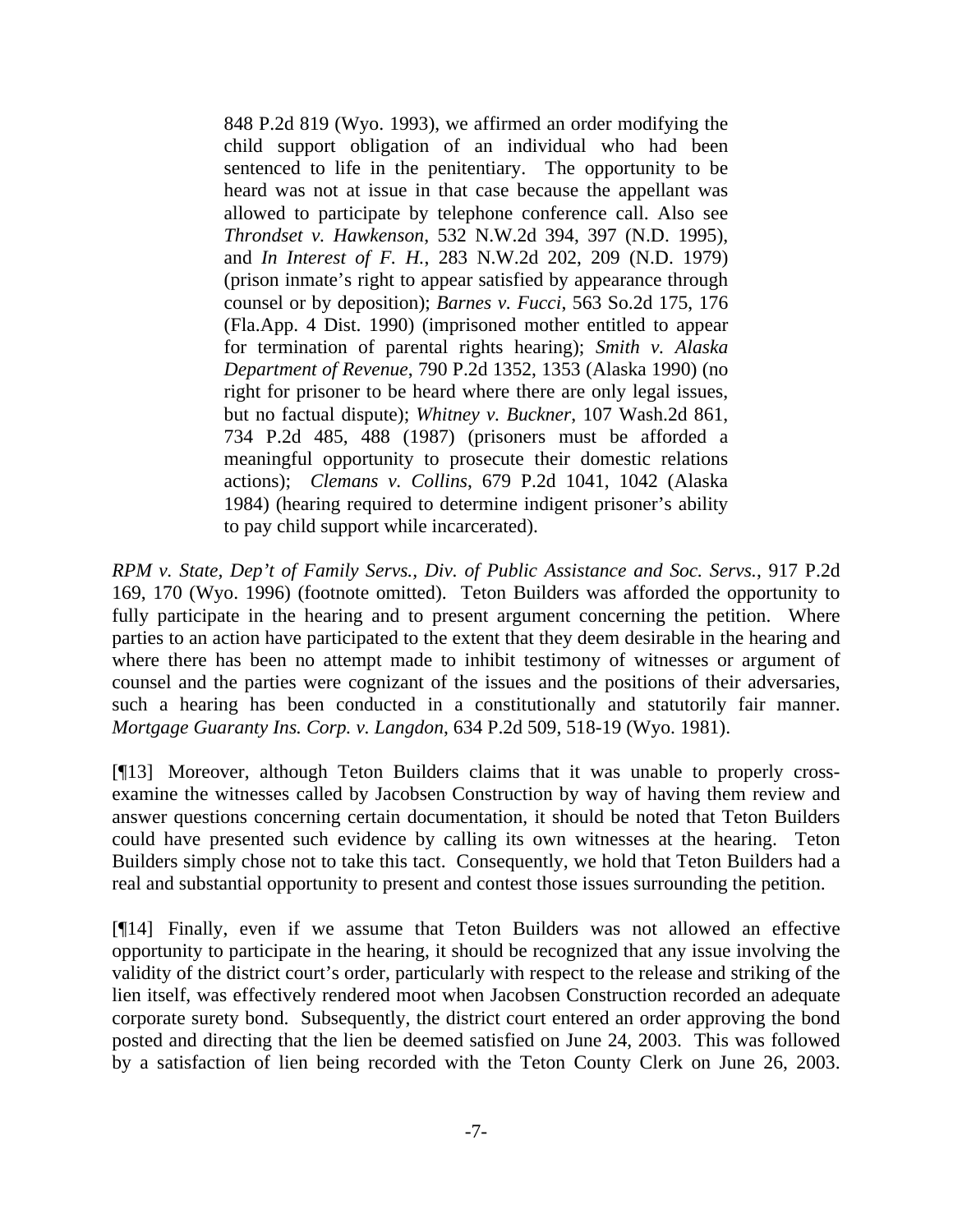> 848 P.2d 819 (Wyo. 1993), we affirmed an order modifying the child support obligation of an individual who had been sentenced to life in the penitentiary. The opportunity to be heard was not at issue in that case because the appellant was allowed to participate by telephone conference call. Also see *Throndset v. Hawkenson*, 532 N.W.2d 394, 397 (N.D. 1995), and *In Interest of F. H.*, 283 N.W.2d 202, 209 (N.D. 1979) (prison inmate's right to appear satisfied by appearance through counsel or by deposition); *Barnes v. Fucci*, 563 So.2d 175, 176 (Fla.App. 4 Dist. 1990) (imprisoned mother entitled to appear for termination of parental rights hearing); *Smith v. Alaska Department of Revenue*, 790 P.2d 1352, 1353 (Alaska 1990) (no right for prisoner to be heard where there are only legal issues, but no factual dispute); *Whitney v. Buckner*, 107 Wash.2d 861, 734 P.2d 485, 488 (1987) (prisoners must be afforded a meaningful opportunity to prosecute their domestic relations actions); *Clemans v. Collins*, 679 P.2d 1041, 1042 (Alaska 1984) (hearing required to determine indigent prisoner's ability to pay child support while incarcerated).

*RPM v. State, Dep't of Family Servs., Div. of Public Assistance and Soc. Servs.*, 917 P.2d 169, 170 (Wyo. 1996) (footnote omitted). Teton Builders was afforded the opportunity to fully participate in the hearing and to present argument concerning the petition. Where parties to an action have participated to the extent that they deem desirable in the hearing and where there has been no attempt made to inhibit testimony of witnesses or argument of counsel and the parties were cognizant of the issues and the positions of their adversaries, such a hearing has been conducted in a constitutionally and statutorily fair manner. *Mortgage Guaranty Ins. Corp. v. Langdon*, 634 P.2d 509, 518-19 (Wyo. 1981).

[¶13] Moreover, although Teton Builders claims that it was unable to properly cross-examine the witnesses called by Jacobsen Construction by way of having them review and answer questions concerning certain documentation, it should be noted that Teton Builders could have presented such evidence by calling its own witnesses at the hearing. Teton Builders simply chose not to take this tact. Consequently, we hold that Teton Builders had a real and substantial opportunity to present and contest those issues surrounding the petition.

[¶14] Finally, even if we assume that Teton Builders was not allowed an effective opportunity to participate in the hearing, it should be recognized that any issue involving the validity of the district court's order, particularly with respect to the release and striking of the lien itself, was effectively rendered moot when Jacobsen Construction recorded an adequate corporate surety bond. Subsequently, the district court entered an order approving the bond posted and directing that the lien be deemed satisfied on June 24, 2003. This was followed by a satisfaction of lien being recorded with the Teton County Clerk on June 26, 2003.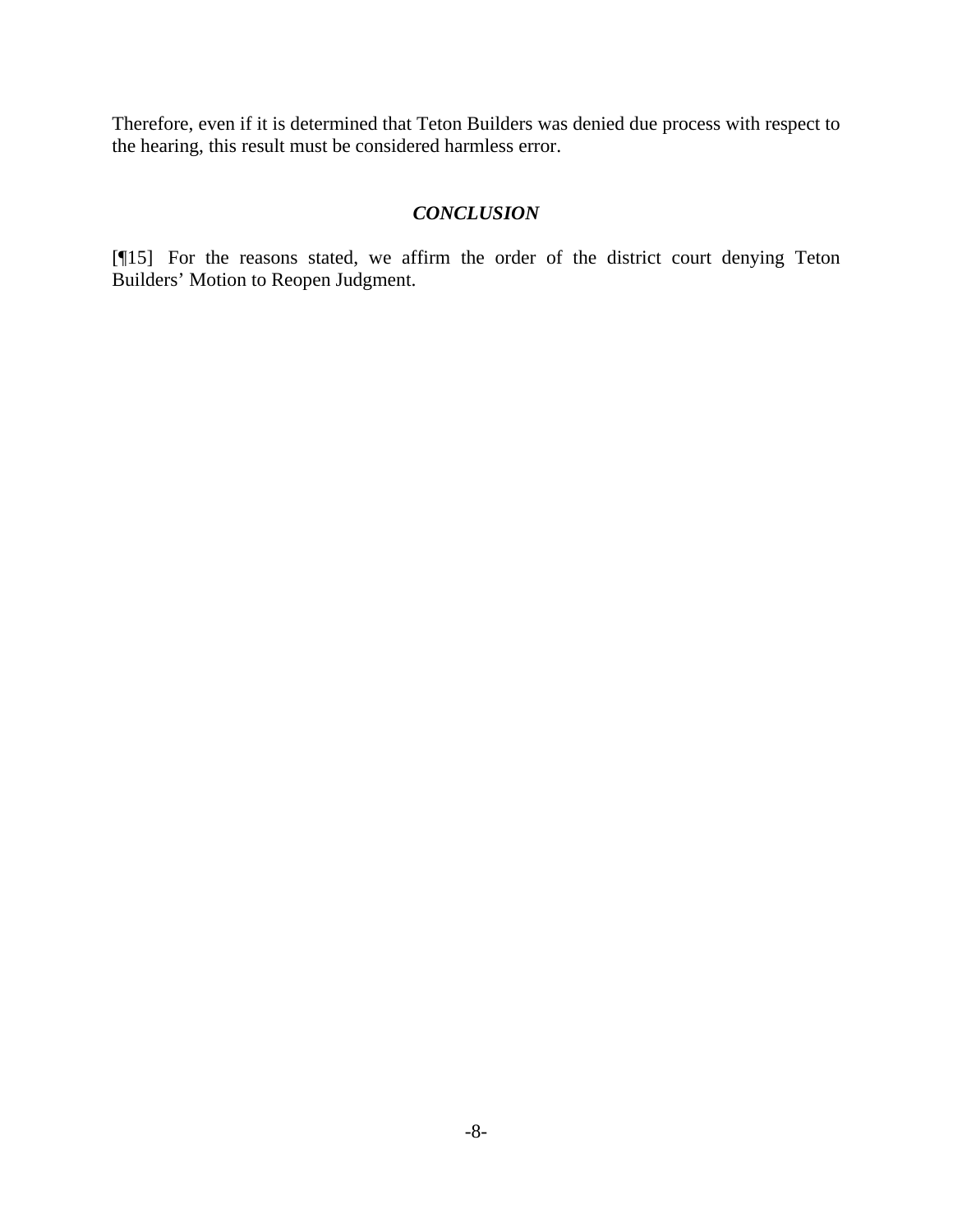Therefore, even if it is determined that Teton Builders was denied due process with respect to the hearing, this result must be considered harmless error.

## ***CONCLUSION***

[¶15] For the reasons stated, we affirm the order of the district court denying Teton Builders' Motion to Reopen Judgment.